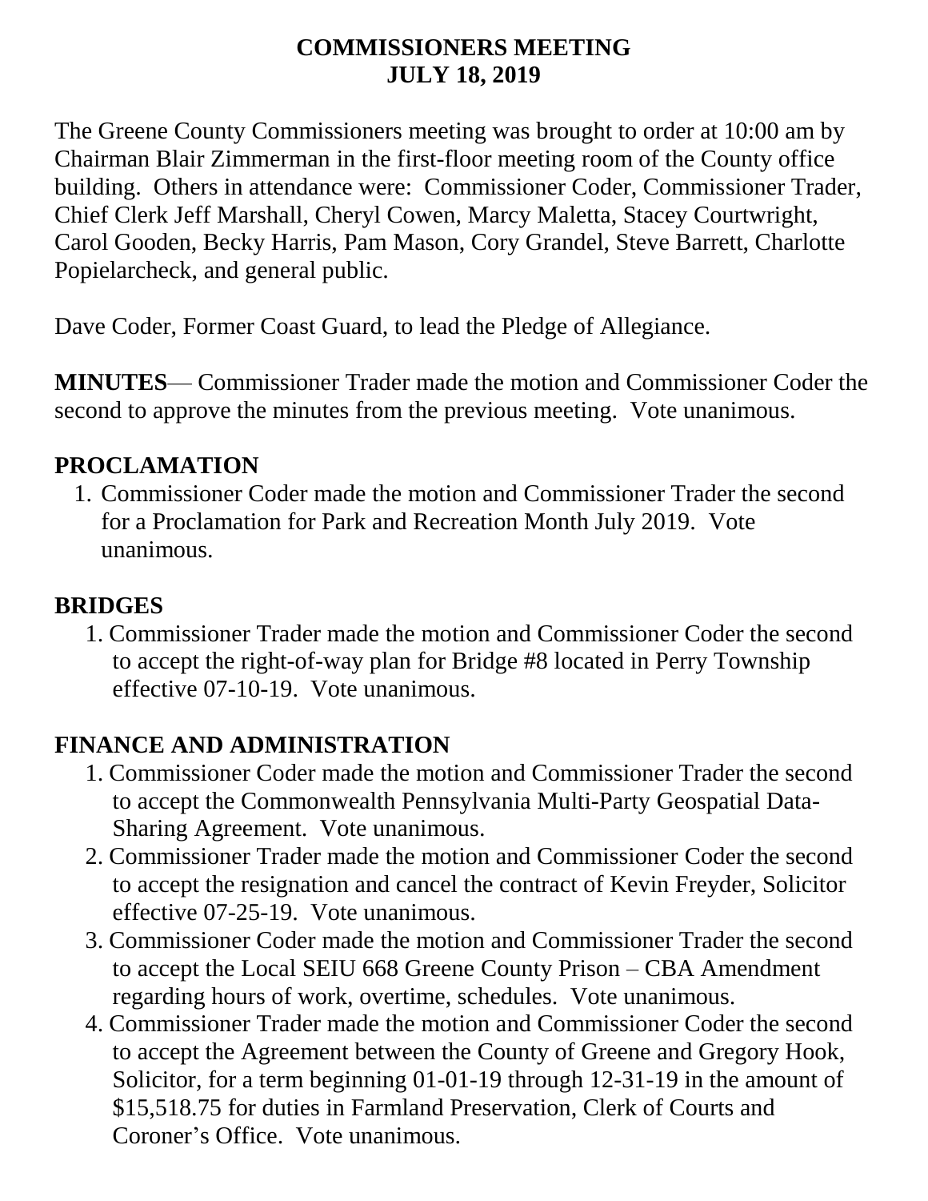# COMMISSIONERS MEETING
# JULY 18, 2019

The Greene County Commissioners meeting was brought to order at 10:00 am by Chairman Blair Zimmerman in the first-floor meeting room of the County office building. Others in attendance were: Commissioner Coder, Commissioner Trader, Chief Clerk Jeff Marshall, Cheryl Cowen, Marcy Maletta, Stacey Courtwright, Carol Gooden, Becky Harris, Pam Mason, Cory Grandel, Steve Barrett, Charlotte Popielarcheck, and general public.

Dave Coder, Former Coast Guard, to lead the Pledge of Allegiance.

**MINUTES**— Commissioner Trader made the motion and Commissioner Coder the second to approve the minutes from the previous meeting. Vote unanimous.

## PROCLAMATION

1. Commissioner Coder made the motion and Commissioner Trader the second for a Proclamation for Park and Recreation Month July 2019. Vote unanimous.

## BRIDGES

1. Commissioner Trader made the motion and Commissioner Coder the second to accept the right-of-way plan for Bridge #8 located in Perry Township effective 07-10-19. Vote unanimous.

## FINANCE AND ADMINISTRATION

1. Commissioner Coder made the motion and Commissioner Trader the second to accept the Commonwealth Pennsylvania Multi-Party Geospatial Data-Sharing Agreement. Vote unanimous.
2. Commissioner Trader made the motion and Commissioner Coder the second to accept the resignation and cancel the contract of Kevin Freyder, Solicitor effective 07-25-19. Vote unanimous.
3. Commissioner Coder made the motion and Commissioner Trader the second to accept the Local SEIU 668 Greene County Prison – CBA Amendment regarding hours of work, overtime, schedules. Vote unanimous.
4. Commissioner Trader made the motion and Commissioner Coder the second to accept the Agreement between the County of Greene and Gregory Hook, Solicitor, for a term beginning 01-01-19 through 12-31-19 in the amount of $15,518.75 for duties in Farmland Preservation, Clerk of Courts and Coroner's Office. Vote unanimous.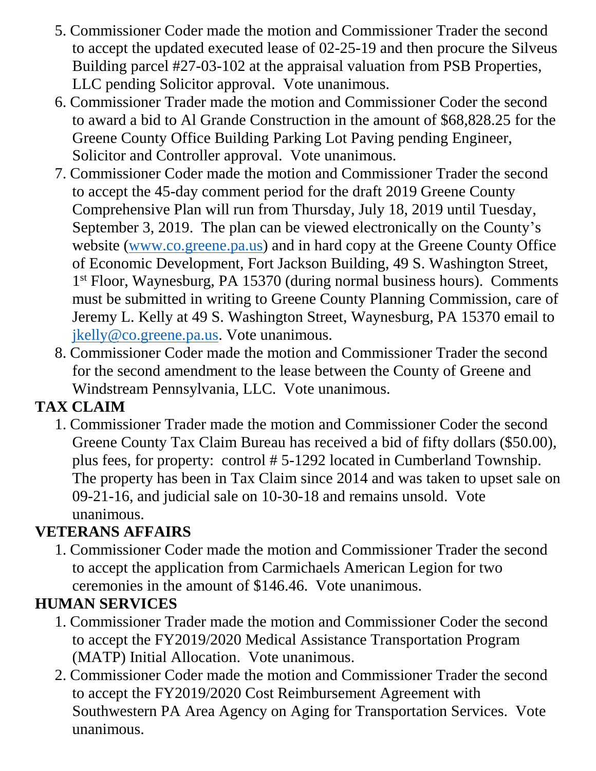5. Commissioner Coder made the motion and Commissioner Trader the second to accept the updated executed lease of 02-25-19 and then procure the Silveus Building parcel #27-03-102 at the appraisal valuation from PSB Properties, LLC pending Solicitor approval. Vote unanimous.
6. Commissioner Trader made the motion and Commissioner Coder the second to award a bid to Al Grande Construction in the amount of $68,828.25 for the Greene County Office Building Parking Lot Paving pending Engineer, Solicitor and Controller approval. Vote unanimous.
7. Commissioner Coder made the motion and Commissioner Trader the second to accept the 45-day comment period for the draft 2019 Greene County Comprehensive Plan will run from Thursday, July 18, 2019 until Tuesday, September 3, 2019. The plan can be viewed electronically on the County's website (www.co.greene.pa.us) and in hard copy at the Greene County Office of Economic Development, Fort Jackson Building, 49 S. Washington Street, 1st Floor, Waynesburg, PA 15370 (during normal business hours). Comments must be submitted in writing to Greene County Planning Commission, care of Jeremy L. Kelly at 49 S. Washington Street, Waynesburg, PA 15370 email to jkelly@co.greene.pa.us. Vote unanimous.
8. Commissioner Coder made the motion and Commissioner Trader the second for the second amendment to the lease between the County of Greene and Windstream Pennsylvania, LLC. Vote unanimous.

**TAX CLAIM**

1. Commissioner Trader made the motion and Commissioner Coder the second Greene County Tax Claim Bureau has received a bid of fifty dollars ($50.00), plus fees, for property: control # 5-1292 located in Cumberland Township. The property has been in Tax Claim since 2014 and was taken to upset sale on 09-21-16, and judicial sale on 10-30-18 and remains unsold. Vote unanimous.

**VETERANS AFFAIRS**

1. Commissioner Coder made the motion and Commissioner Trader the second to accept the application from Carmichaels American Legion for two ceremonies in the amount of $146.46. Vote unanimous.

**HUMAN SERVICES**

1. Commissioner Trader made the motion and Commissioner Coder the second to accept the FY2019/2020 Medical Assistance Transportation Program (MATP) Initial Allocation. Vote unanimous.
2. Commissioner Coder made the motion and Commissioner Trader the second to accept the FY2019/2020 Cost Reimbursement Agreement with Southwestern PA Area Agency on Aging for Transportation Services. Vote unanimous.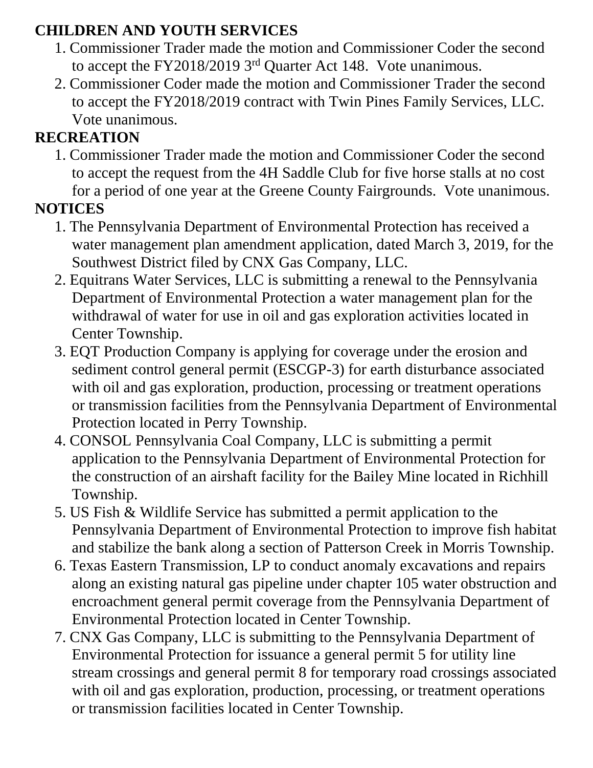**CHILDREN AND YOUTH SERVICES**

1. Commissioner Trader made the motion and Commissioner Coder the second to accept the FY2018/2019 3rd Quarter Act 148. Vote unanimous.
2. Commissioner Coder made the motion and Commissioner Trader the second to accept the FY2018/2019 contract with Twin Pines Family Services, LLC. Vote unanimous.

**RECREATION**

1. Commissioner Trader made the motion and Commissioner Coder the second to accept the request from the 4H Saddle Club for five horse stalls at no cost for a period of one year at the Greene County Fairgrounds. Vote unanimous.

**NOTICES**

1. The Pennsylvania Department of Environmental Protection has received a water management plan amendment application, dated March 3, 2019, for the Southwest District filed by CNX Gas Company, LLC.
2. Equitrans Water Services, LLC is submitting a renewal to the Pennsylvania Department of Environmental Protection a water management plan for the withdrawal of water for use in oil and gas exploration activities located in Center Township.
3. EQT Production Company is applying for coverage under the erosion and sediment control general permit (ESCGP-3) for earth disturbance associated with oil and gas exploration, production, processing or treatment operations or transmission facilities from the Pennsylvania Department of Environmental Protection located in Perry Township.
4. CONSOL Pennsylvania Coal Company, LLC is submitting a permit application to the Pennsylvania Department of Environmental Protection for the construction of an airshaft facility for the Bailey Mine located in Richhill Township.
5. US Fish & Wildlife Service has submitted a permit application to the Pennsylvania Department of Environmental Protection to improve fish habitat and stabilize the bank along a section of Patterson Creek in Morris Township.
6. Texas Eastern Transmission, LP to conduct anomaly excavations and repairs along an existing natural gas pipeline under chapter 105 water obstruction and encroachment general permit coverage from the Pennsylvania Department of Environmental Protection located in Center Township.
7. CNX Gas Company, LLC is submitting to the Pennsylvania Department of Environmental Protection for issuance a general permit 5 for utility line stream crossings and general permit 8 for temporary road crossings associated with oil and gas exploration, production, processing, or treatment operations or transmission facilities located in Center Township.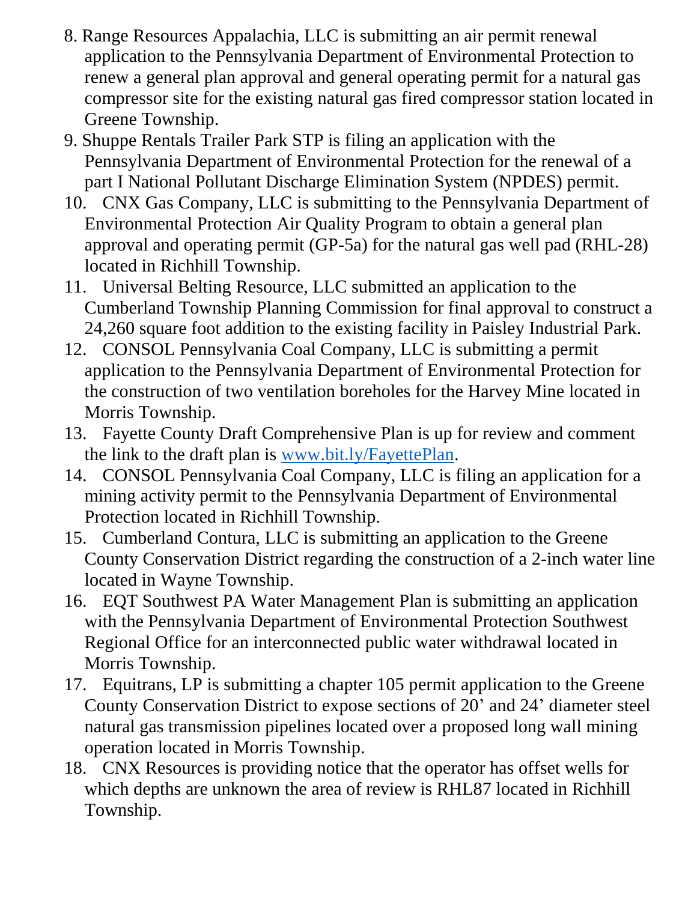8. Range Resources Appalachia, LLC is submitting an air permit renewal application to the Pennsylvania Department of Environmental Protection to renew a general plan approval and general operating permit for a natural gas compressor site for the existing natural gas fired compressor station located in Greene Township.
9. Shuppe Rentals Trailer Park STP is filing an application with the Pennsylvania Department of Environmental Protection for the renewal of a part I National Pollutant Discharge Elimination System (NPDES) permit.
10. CNX Gas Company, LLC is submitting to the Pennsylvania Department of Environmental Protection Air Quality Program to obtain a general plan approval and operating permit (GP-5a) for the natural gas well pad (RHL-28) located in Richhill Township.
11. Universal Belting Resource, LLC submitted an application to the Cumberland Township Planning Commission for final approval to construct a 24,260 square foot addition to the existing facility in Paisley Industrial Park.
12. CONSOL Pennsylvania Coal Company, LLC is submitting a permit application to the Pennsylvania Department of Environmental Protection for the construction of two ventilation boreholes for the Harvey Mine located in Morris Township.
13. Fayette County Draft Comprehensive Plan is up for review and comment the link to the draft plan is [www.bit.ly/FayettePlan](www.bit.ly/FayettePlan).
14. CONSOL Pennsylvania Coal Company, LLC is filing an application for a mining activity permit to the Pennsylvania Department of Environmental Protection located in Richhill Township.
15. Cumberland Contura, LLC is submitting an application to the Greene County Conservation District regarding the construction of a 2-inch water line located in Wayne Township.
16. EQT Southwest PA Water Management Plan is submitting an application with the Pennsylvania Department of Environmental Protection Southwest Regional Office for an interconnected public water withdrawal located in Morris Township.
17. Equitrans, LP is submitting a chapter 105 permit application to the Greene County Conservation District to expose sections of 20' and 24' diameter steel natural gas transmission pipelines located over a proposed long wall mining operation located in Morris Township.
18. CNX Resources is providing notice that the operator has offset wells for which depths are unknown the area of review is RHL87 located in Richhill Township.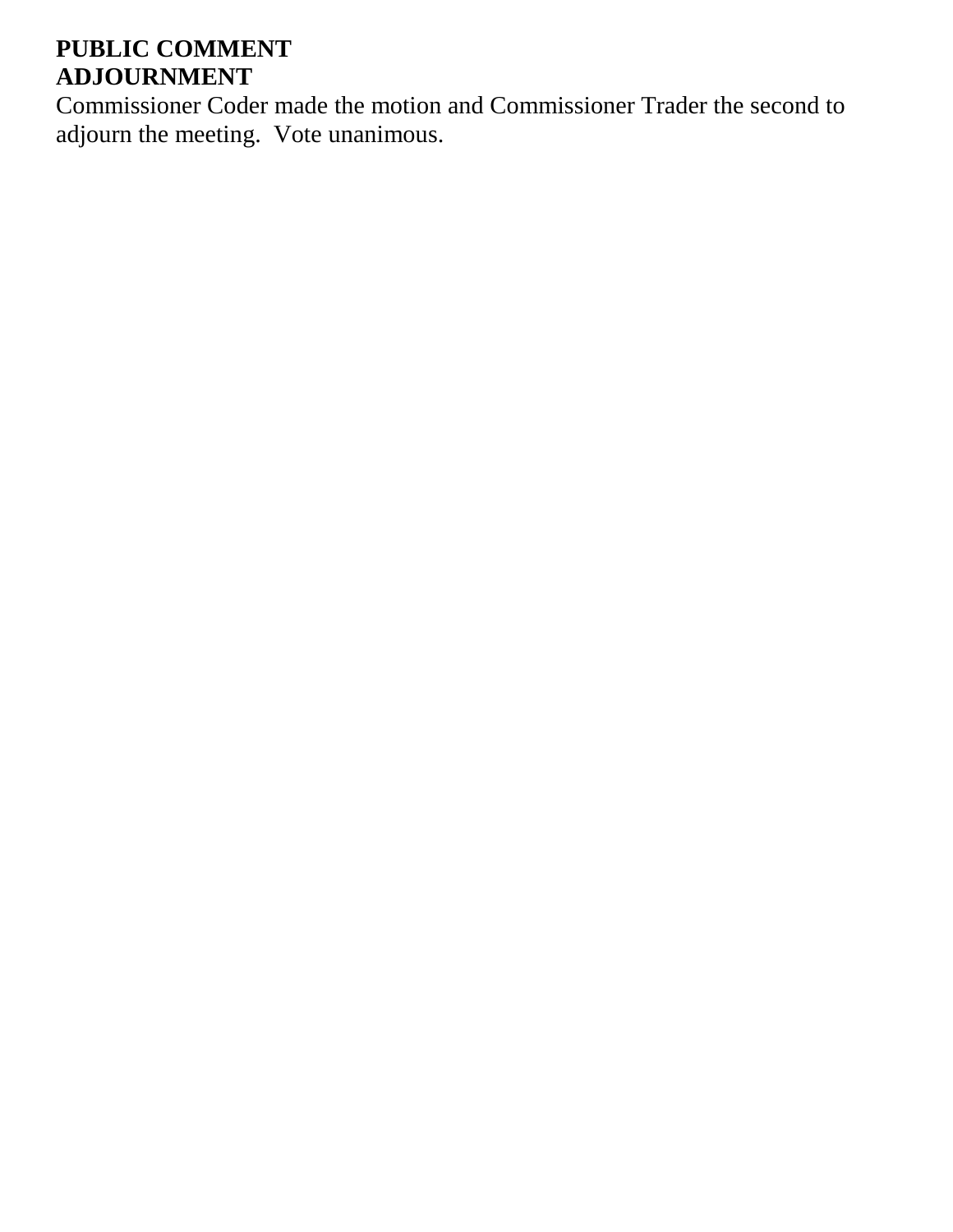**PUBLIC COMMENT**

**ADJOURNMENT**

Commissioner Coder made the motion and Commissioner Trader the second to adjourn the meeting. Vote unanimous.